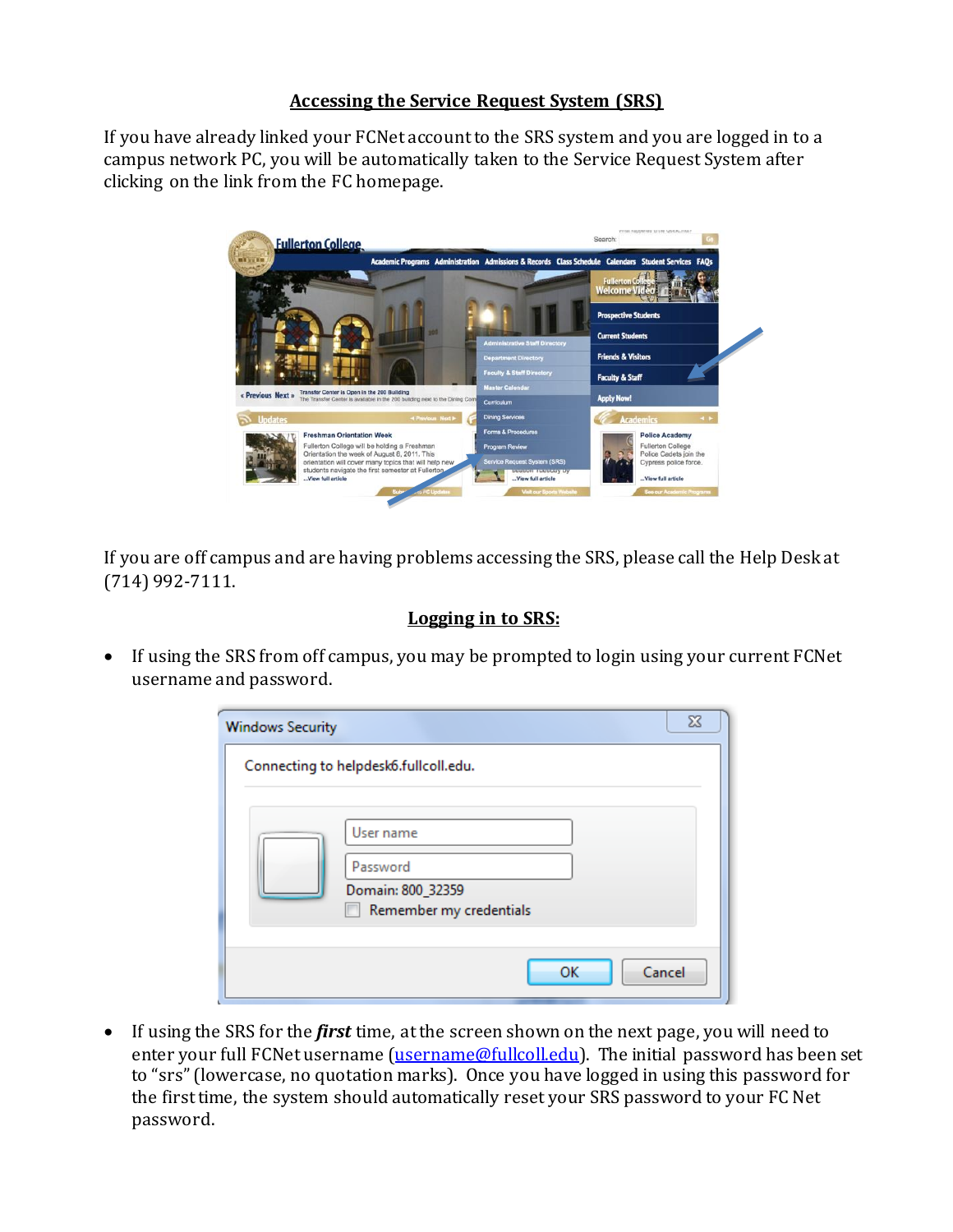## Accessing the Service Request System (SRS)

If you have already linked your FCNet account to the SRS system and you are logged in to a campus network PC, you will be automatically taken to the Service Request System after clicking on the link from the FC homepage.

If you are off campus and are having problems accessing the SRS, please call the Help Desk at (714) 992-7111.

## Logging in to SRS:

- If using the SRS from off campus, you may be prompted to login using your current FCNet username and password.

- If using the SRS for the ***first*** time, at the screen shown on the next page, you will need to enter your full FCNet username (username@fullcoll.edu). The initial password has been set to "srs" (lowercase, no quotation marks). Once you have logged in using this password for the first time, the system should automatically reset your SRS password to your FC Net password.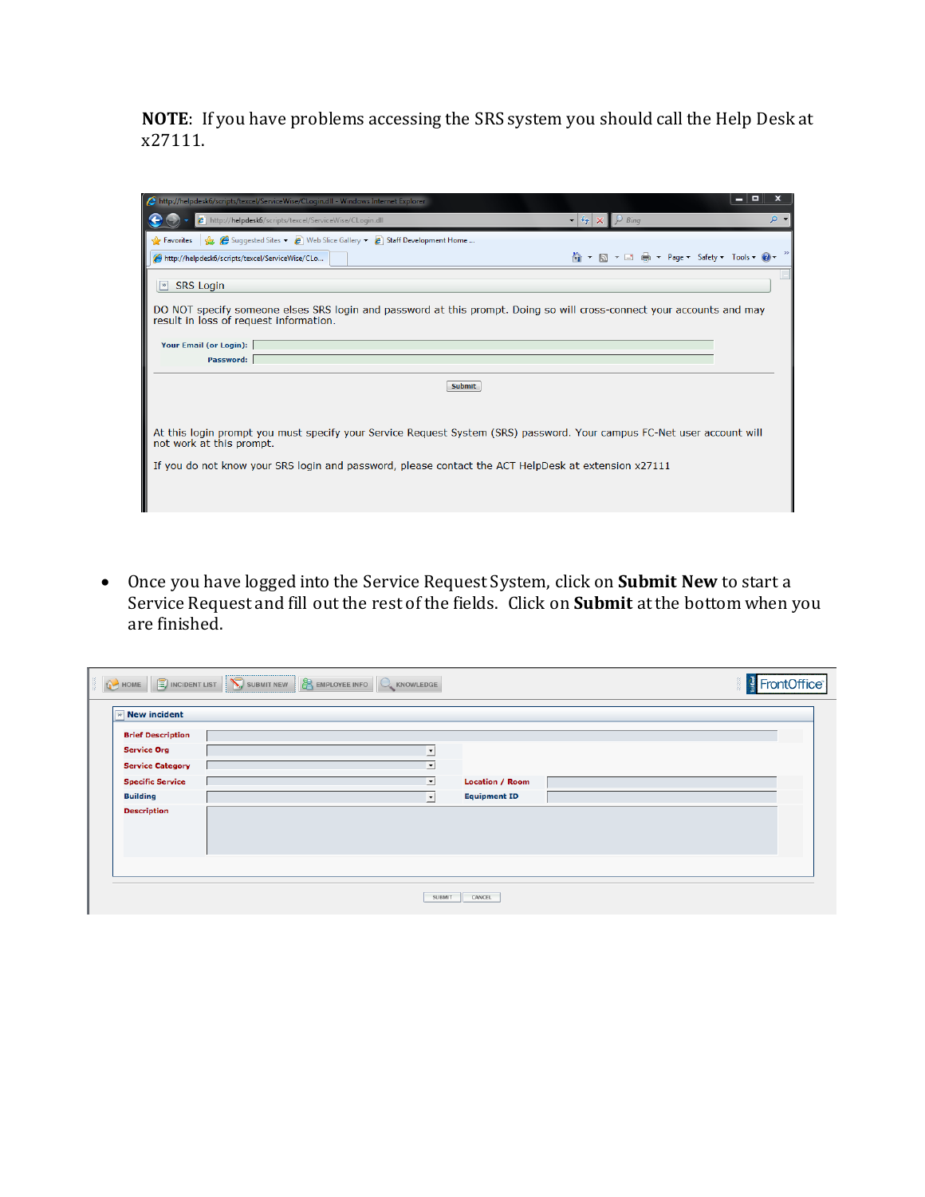**NOTE**: If you have problems accessing the SRS system you should call the Help Desk at x27111.

- Once you have logged into the Service Request System, click on **Submit New** to start a Service Request and fill out the rest of the fields. Click on **Submit** at the bottom when you are finished.